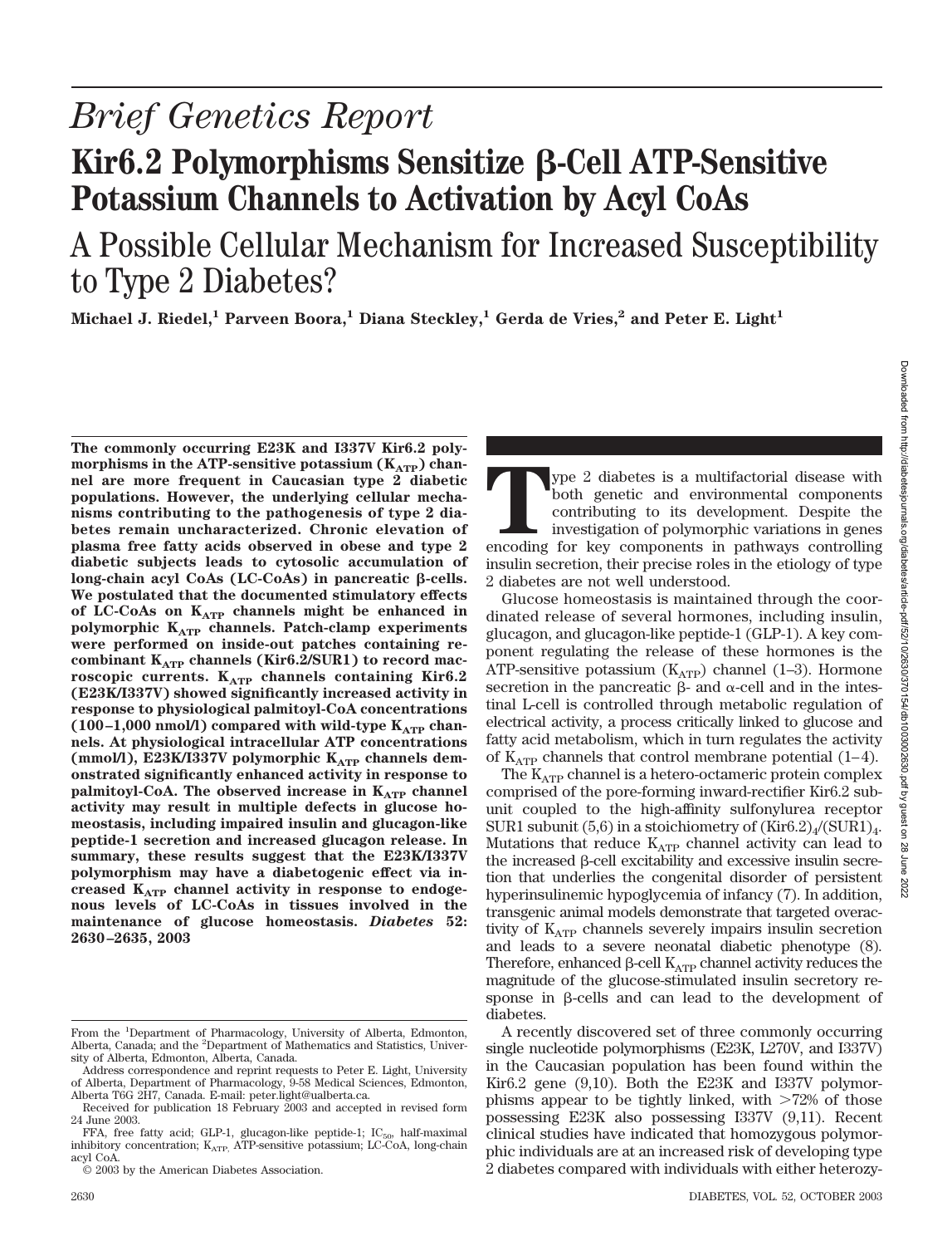*Brief Genetics Report*

# Kir6.2 Polymorphisms Sensitize β-Cell ATP-Sensitive Potassium Channels to Activation by Acyl CoAs

## A Possible Cellular Mechanism for Increased Susceptibility to Type 2 Diabetes?

**Michael J. Riedel,[1] Parveen Boora,[1] Diana Steckley,[1] Gerda de Vries,[2] and Peter E. Light[1]**

**The commonly occurring E23K and I337V Kir6.2 polymorphisms in the ATP-sensitive potassium ($K_{ATP}$) channel are more frequent in Caucasian type 2 diabetic populations. However, the underlying cellular mechanisms contributing to the pathogenesis of type 2 diabetes remain uncharacterized. Chronic elevation of plasma free fatty acids observed in obese and type 2 diabetic subjects leads to cytosolic accumulation of long-chain acyl CoAs (LC-CoAs) in pancreatic β-cells. We postulated that the documented stimulatory effects of LC-CoAs on $K_{ATP}$ channels might be enhanced in polymorphic $K_{ATP}$ channels. Patch-clamp experiments were performed on inside-out patches containing recombinant $K_{ATP}$ channels (Kir6.2/SUR1) to record macroscopic currents. $K_{ATP}$ channels containing Kir6.2 (E23K/I337V) showed significantly increased activity in response to physiological palmitoyl-CoA concentrations (100–1,000 nmol/l) compared with wild-type $K_{ATP}$ channels. At physiological intracellular ATP concentrations (mmol/l), E23K/I337V polymorphic $K_{ATP}$ channels demonstrated significantly enhanced activity in response to palmitoyl-CoA. The observed increase in $K_{ATP}$ channel activity may result in multiple defects in glucose homeostasis, including impaired insulin and glucagon-like peptide-1 secretion and increased glucagon release. In summary, these results suggest that the E23K/I337V polymorphism may have a diabetogenic effect via increased $K_{ATP}$ channel activity in response to endogenous levels of LC-CoAs in tissues involved in the maintenance of glucose homeostasis.** *Diabetes* **52: 2630–2635, 2003**

From the [1]Department of Pharmacology, University of Alberta, Edmonton, Alberta, Canada; and the [2]Department of Mathematics and Statistics, University of Alberta, Edmonton, Alberta, Canada.

Address correspondence and reprint requests to Peter E. Light, University of Alberta, Department of Pharmacology, 9-58 Medical Sciences, Edmonton, Alberta T6G 2H7, Canada. E-mail: peter.light@ualberta.ca.

Received for publication 18 February 2003 and accepted in revised form 24 June 2003.

FFA, free fatty acid; GLP-1, glucagon-like peptide-1; $IC_{50}$, half-maximal inhibitory concentration; $K_{ATP}$, ATP-sensitive potassium; LC-CoA, long-chain acyl CoA.

© 2003 by the American Diabetes Association.

Type 2 diabetes is a multifactorial disease with both genetic and environmental components contributing to its development. Despite the investigation of polymorphic variations in genes encoding for key components in pathways controlling insulin secretion, their precise roles in the etiology of type 2 diabetes are not well understood.

Glucose homeostasis is maintained through the coordinated release of several hormones, including insulin, glucagon, and glucagon-like peptide-1 (GLP-1). A key component regulating the release of these hormones is the ATP-sensitive potassium ($K_{ATP}$) channel (1–3). Hormone secretion in the pancreatic β- and α-cell and in the intestinal L-cell is controlled through metabolic regulation of electrical activity, a process critically linked to glucose and fatty acid metabolism, which in turn regulates the activity of $K_{ATP}$ channels that control membrane potential (1–4).

The $K_{ATP}$ channel is a hetero-octameric protein complex comprised of the pore-forming inward-rectifier Kir6.2 subunit coupled to the high-affinity sulfonylurea receptor SUR1 subunit (5,6) in a stoichiometry of $(Kir6.2)_4/(SUR1)_4$. Mutations that reduce $K_{ATP}$ channel activity can lead to the increased β-cell excitability and excessive insulin secretion that underlies the congenital disorder of persistent hyperinsulinemic hypoglycemia of infancy (7). In addition, transgenic animal models demonstrate that targeted overactivity of $K_{ATP}$ channels severely impairs insulin secretion and leads to a severe neonatal diabetic phenotype (8). Therefore, enhanced β-cell $K_{ATP}$ channel activity reduces the magnitude of the glucose-stimulated insulin secretory response in β-cells and can lead to the development of diabetes.

A recently discovered set of three commonly occurring single nucleotide polymorphisms (E23K, L270V, and I337V) in the Caucasian population has been found within the Kir6.2 gene (9,10). Both the E23K and I337V polymorphisms appear to be tightly linked, with >72% of those possessing E23K also possessing I337V (9,11). Recent clinical studies have indicated that homozygous polymorphic individuals are at an increased risk of developing type 2 diabetes compared with individuals with either heterozy-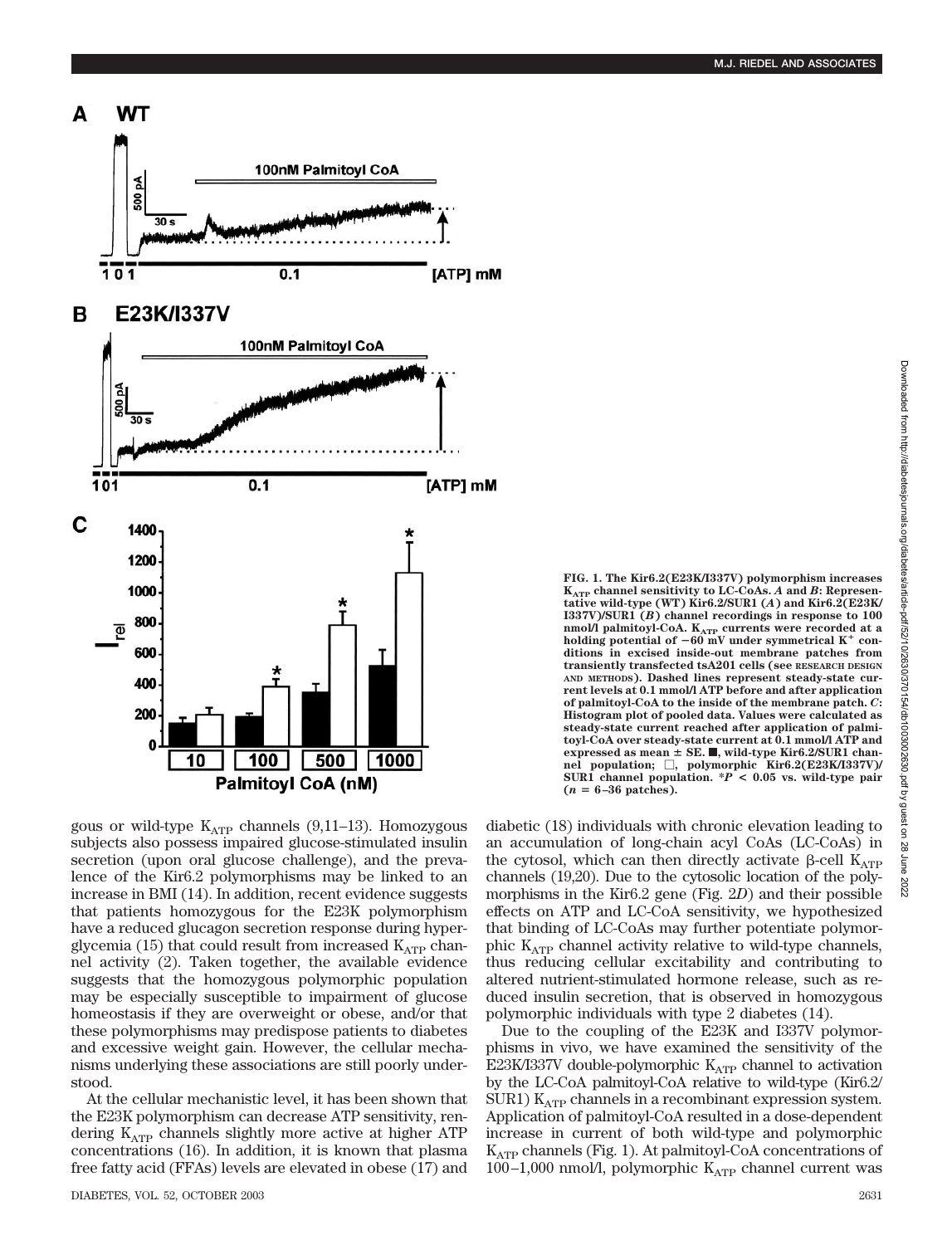FIG. 1. The Kir6.2(E23K/I337V) polymorphism increases $K_{ATP}$ channel sensitivity to LC-CoAs. *A* and *B*: Representative wild-type (WT) Kir6.2/SUR1 (*A*) and Kir6.2(E23K/I337V)/SUR1 (*B*) channel recordings in response to 100 nmol/l palmitoyl-CoA. $K_{ATP}$ currents were recorded at a holding potential of −60 mV under symmetrical $K^+$ conditions in excised inside-out membrane patches from transiently transfected tsA201 cells (see RESEARCH DESIGN AND METHODS). Dashed lines represent steady-state current levels at 0.1 mmol/l ATP before and after application of palmitoyl-CoA to the inside of the membrane patch. *C*: Histogram plot of pooled data. Values were calculated as steady-state current reached after application of palmitoyl-CoA over steady-state current at 0.1 mmol/l ATP and expressed as mean ± SE. ■, wild-type Kir6.2/SUR1 channel population; □, polymorphic Kir6.2(E23K/I337V)/SUR1 channel population. *$P < 0.05$ vs. wild-type pair ($n$ = 6–36 patches).

gous or wild-type $K_{ATP}$ channels (9,11–13). Homozygous subjects also possess impaired glucose-stimulated insulin secretion (upon oral glucose challenge), and the prevalence of the Kir6.2 polymorphisms may be linked to an increase in BMI (14). In addition, recent evidence suggests that patients homozygous for the E23K polymorphism have a reduced glucagon secretion response during hyperglycemia (15) that could result from increased $K_{ATP}$ channel activity (2). Taken together, the available evidence suggests that the homozygous polymorphic population may be especially susceptible to impairment of glucose homeostasis if they are overweight or obese, and/or that these polymorphisms may predispose patients to diabetes and excessive weight gain. However, the cellular mechanisms underlying these associations are still poorly understood.

At the cellular mechanistic level, it has been shown that the E23K polymorphism can decrease ATP sensitivity, rendering $K_{ATP}$ channels slightly more active at higher ATP concentrations (16). In addition, it is known that plasma free fatty acid (FFAs) levels are elevated in obese (17) and diabetic (18) individuals with chronic elevation leading to an accumulation of long-chain acyl CoAs (LC-CoAs) in the cytosol, which can then directly activate β-cell $K_{ATP}$ channels (19,20). Due to the cytosolic location of the polymorphisms in the Kir6.2 gene (Fig. 2*D*) and their possible effects on ATP and LC-CoA sensitivity, we hypothesized that binding of LC-CoAs may further potentiate polymorphic $K_{ATP}$ channel activity relative to wild-type channels, thus reducing cellular excitability and contributing to altered nutrient-stimulated hormone release, such as reduced insulin secretion, that is observed in homozygous polymorphic individuals with type 2 diabetes (14).

Due to the coupling of the E23K and I337V polymorphisms in vivo, we have examined the sensitivity of the E23K/I337V double-polymorphic $K_{ATP}$ channel to activation by the LC-CoA palmitoyl-CoA relative to wild-type (Kir6.2/SUR1) $K_{ATP}$ channels in a recombinant expression system. Application of palmitoyl-CoA resulted in a dose-dependent increase in current of both wild-type and polymorphic $K_{ATP}$ channels (Fig. 1). At palmitoyl-CoA concentrations of 100–1,000 nmol/l, polymorphic $K_{ATP}$ channel current was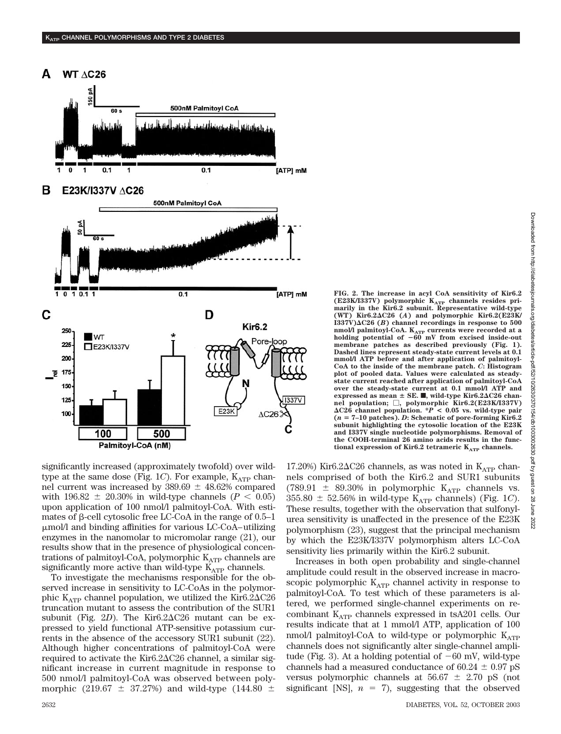FIG. 2. The increase in acyl CoA sensitivity of Kir6.2 (E23K/I337V) polymorphic $K_{ATP}$ channels resides primarily in the Kir6.2 subunit. Representative wild-type (WT) Kir6.2ΔC26 (*A*) and polymorphic Kir6.2(E23K/I337V)ΔC26 (*B*) channel recordings in response to 500 nmol/l palmitoyl-CoA. $K_{ATP}$ currents were recorded at a holding potential of −60 mV from excised inside-out membrane patches as described previously (Fig. 1). Dashed lines represent steady-state current levels at 0.1 mmol/l ATP before and after application of palmitoyl-CoA to the inside of the membrane patch. *C*: Histogram plot of pooled data. Values were calculated as steady-state current reached after application of palmitoyl-CoA over the steady-state current at 0.1 mmol/l ATP and expressed as mean ± SE. ■, wild-type Kir6.2ΔC26 channel population; □, polymorphic Kir6.2(E23K/I337V) ΔC26 channel population. *$P < 0.05$ vs. wild-type pair ($n$ = 7–10 patches). *D*: Schematic of pore-forming Kir6.2 subunit highlighting the cytosolic location of the E23K and I337V single nucleotide polymorphisms. Removal of the COOH-terminal 26 amino acids results in the functional expression of Kir6.2 tetrameric $K_{ATP}$ channels.

significantly increased (approximately twofold) over wild-type at the same dose (Fig. 1*C*). For example, $K_{ATP}$ channel current was increased by 389.69 ± 48.62% compared with 196.82 ± 20.30% in wild-type channels ($P < 0.05$) upon application of 100 nmol/l palmitoyl-CoA. With estimates of β-cell cytosolic free LC-CoA in the range of 0.5–1 μmol/l and binding affinities for various LC-CoA–utilizing enzymes in the nanomolar to micromolar range (21), our results show that in the presence of physiological concentrations of palmitoyl-CoA, polymorphic $K_{ATP}$ channels are significantly more active than wild-type $K_{ATP}$ channels.

To investigate the mechanisms responsible for the observed increase in sensitivity to LC-CoAs in the polymorphic $K_{ATP}$ channel population, we utilized the Kir6.2ΔC26 truncation mutant to assess the contribution of the SUR1 subunit (Fig. 2*D*). The Kir6.2ΔC26 mutant can be expressed to yield functional ATP-sensitive potassium currents in the absence of the accessory SUR1 subunit (22). Although higher concentrations of palmitoyl-CoA were required to activate the Kir6.2ΔC26 channel, a similar significant increase in current magnitude in response to 500 nmol/l palmitoyl-CoA was observed between polymorphic (219.67 ± 37.27%) and wild-type (144.80 ± 17.20%) Kir6.2ΔC26 channels, as was noted in $K_{ATP}$ channels comprised of both the Kir6.2 and SUR1 subunits (789.91 ± 89.30% in polymorphic $K_{ATP}$ channels vs. 355.80 ± 52.56% in wild-type $K_{ATP}$ channels) (Fig. 1*C*). These results, together with the observation that sulfonylurea sensitivity is unaffected in the presence of the E23K polymorphism (23), suggest that the principal mechanism by which the E23K/I337V polymorphism alters LC-CoA sensitivity lies primarily within the Kir6.2 subunit.

Increases in both open probability and single-channel amplitude could result in the observed increase in macroscopic polymorphic $K_{ATP}$ channel activity in response to palmitoyl-CoA. To test which of these parameters is altered, we performed single-channel experiments on recombinant $K_{ATP}$ channels expressed in tsA201 cells. Our results indicate that at 1 mmol/l ATP, application of 100 nmol/l palmitoyl-CoA to wild-type or polymorphic $K_{ATP}$ channels does not significantly alter single-channel amplitude (Fig. 3). At a holding potential of −60 mV, wild-type channels had a measured conductance of 60.24 ± 0.97 pS versus polymorphic channels at 56.67 ± 2.70 pS (not significant [NS], $n$ = 7), suggesting that the observed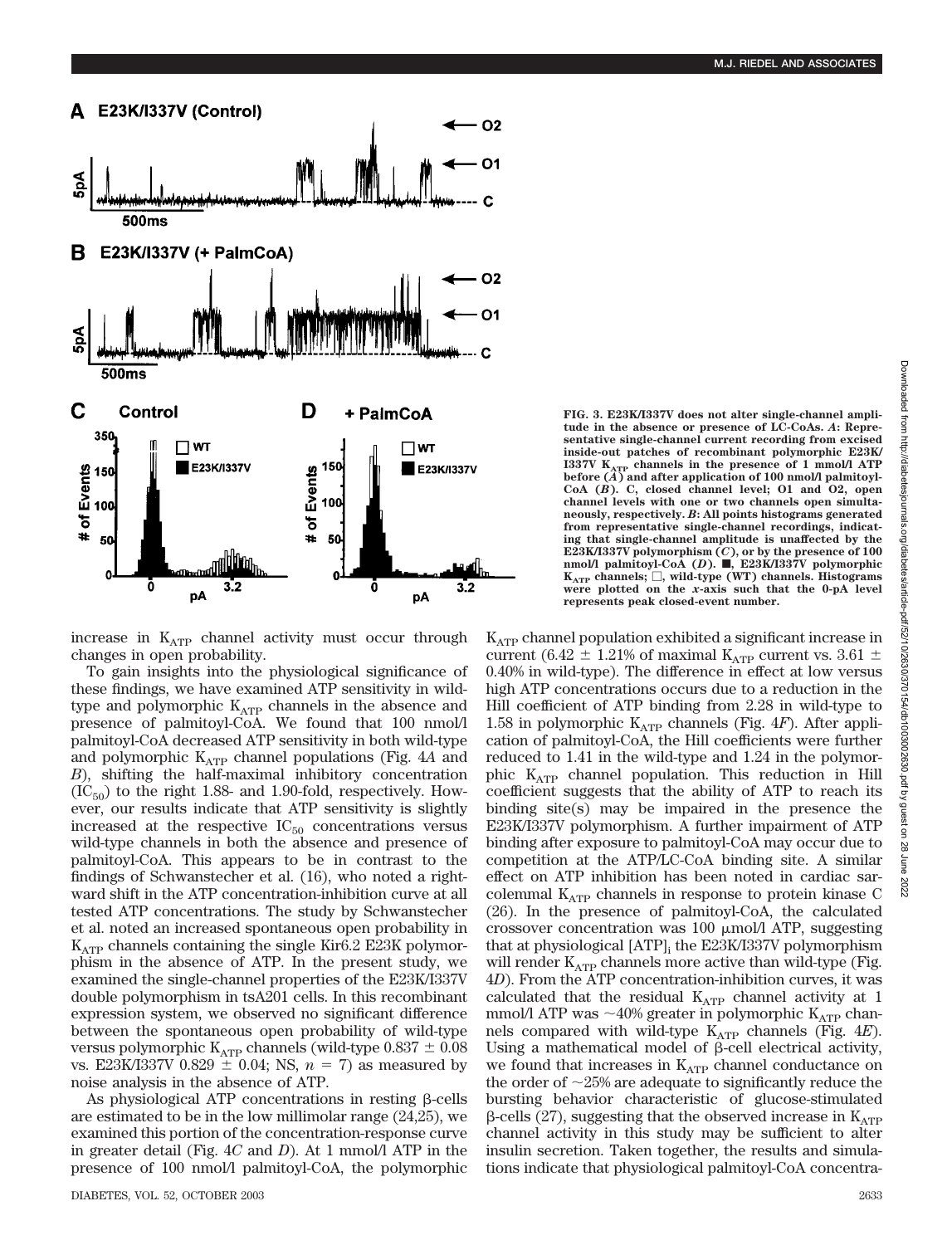FIG. 3. E23K/I337V does not alter single-channel amplitude in the absence or presence of LC-CoAs. *A*: Representative single-channel current recording from excised inside-out patches of recombinant polymorphic E23K/I337V $K_{ATP}$ channels in the presence of 1 mmol/l ATP before (*A*) and after application of 100 nmol/l palmitoyl-CoA (*B*). C, closed channel level; O1 and O2, open channel levels with one or two channels open simultaneously, respectively. *B*: All points histograms generated from representative single-channel recordings, indicating that single-channel amplitude is unaffected by the E23K/I337V polymorphism (*C*), or by the presence of 100 nmol/l palmitoyl-CoA (*D*). ■, E23K/I337V polymorphic $K_{ATP}$ channels; □, wild-type (WT) channels. Histograms were plotted on the *x*-axis such that the 0-pA level represents peak closed-event number.

increase in $K_{ATP}$ channel activity must occur through changes in open probability.

To gain insights into the physiological significance of these findings, we have examined ATP sensitivity in wild-type and polymorphic $K_{ATP}$ channels in the absence and presence of palmitoyl-CoA. We found that 100 nmol/l palmitoyl-CoA decreased ATP sensitivity in both wild-type and polymorphic $K_{ATP}$ channel populations (Fig. 4*A* and *B*), shifting the half-maximal inhibitory concentration ($IC_{50}$) to the right 1.88- and 1.90-fold, respectively. However, our results indicate that ATP sensitivity is slightly increased at the respective $IC_{50}$ concentrations versus wild-type channels in both the absence and presence of palmitoyl-CoA. This appears to be in contrast to the findings of Schwanstecher et al. (16), who noted a rightward shift in the ATP concentration-inhibition curve at all tested ATP concentrations. The study by Schwanstecher et al. noted an increased spontaneous open probability in $K_{ATP}$ channels containing the single Kir6.2 E23K polymorphism in the absence of ATP. In the present study, we examined the single-channel properties of the E23K/I337V double polymorphism in tsA201 cells. In this recombinant expression system, we observed no significant difference between the spontaneous open probability of wild-type versus polymorphic $K_{ATP}$ channels (wild-type 0.837 ± 0.08 vs. E23K/I337V 0.829 ± 0.04; NS, $n = 7$) as measured by noise analysis in the absence of ATP.

As physiological ATP concentrations in resting β-cells are estimated to be in the low millimolar range (24,25), we examined this portion of the concentration-response curve in greater detail (Fig. 4*C* and *D*). At 1 mmol/l ATP in the presence of 100 nmol/l palmitoyl-CoA, the polymorphic $K_{ATP}$ channel population exhibited a significant increase in current (6.42 ± 1.21% of maximal $K_{ATP}$ current vs. 3.61 ± 0.40% in wild-type). The difference in effect at low versus high ATP concentrations occurs due to a reduction in the Hill coefficient of ATP binding from 2.28 in wild-type to 1.58 in polymorphic $K_{ATP}$ channels (Fig. 4*F*). After application of palmitoyl-CoA, the Hill coefficients were further reduced to 1.41 in the wild-type and 1.24 in the polymorphic $K_{ATP}$ channel population. This reduction in Hill coefficient suggests that the ability of ATP to reach its binding site(s) may be impaired in the presence the E23K/I337V polymorphism. A further impairment of ATP binding after exposure to palmitoyl-CoA may occur due to competition at the ATP/LC-CoA binding site. A similar effect on ATP inhibition has been noted in cardiac sarcolemmal $K_{ATP}$ channels in response to protein kinase C (26). In the presence of palmitoyl-CoA, the calculated crossover concentration was 100 μmol/l ATP, suggesting that at physiological $[ATP]_i$ the E23K/I337V polymorphism will render $K_{ATP}$ channels more active than wild-type (Fig. 4*D*). From the ATP concentration-inhibition curves, it was calculated that the residual $K_{ATP}$ channel activity at 1 mmol/l ATP was ~40% greater in polymorphic $K_{ATP}$ channels compared with wild-type $K_{ATP}$ channels (Fig. 4*E*). Using a mathematical model of β-cell electrical activity, we found that increases in $K_{ATP}$ channel conductance on the order of ~25% are adequate to significantly reduce the bursting behavior characteristic of glucose-stimulated β-cells (27), suggesting that the observed increase in $K_{ATP}$ channel activity in this study may be sufficient to alter insulin secretion. Taken together, the results and simulations indicate that physiological palmitoyl-CoA concentra-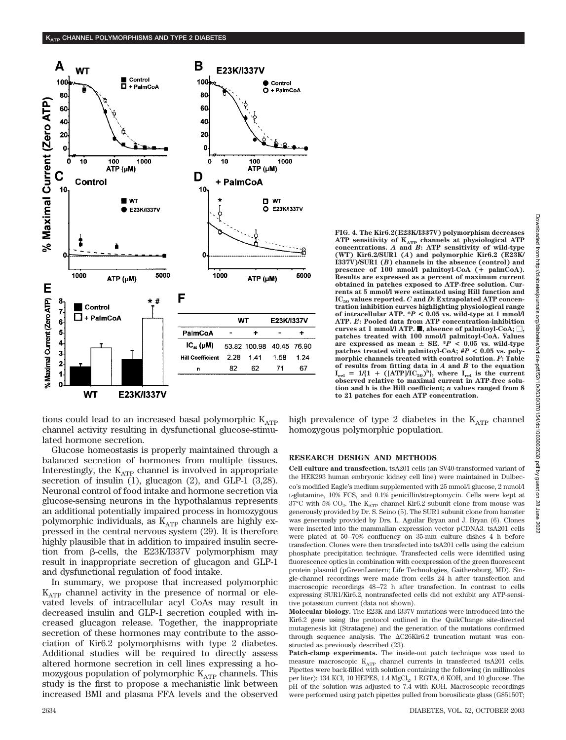|  | WT |  | E23K/I337V |  |
|---|---|---|---|---|
| PalmCoA | - | + | - | + |
| $IC_{50}$ (μM) | 53.82 | 100.98 | 40.45 | 76.90 |
| Hill Coefficient | 2.28 | 1.41 | 1.58 | 1.24 |
| n | 82 | 62 | 71 | 67 |

**FIG. 4. The Kir6.2(E23K/I337V) polymorphism decreases ATP sensitivity of $K_{ATP}$ channels at physiological ATP concentrations.** ***A*** **and** ***B*****: ATP sensitivity of wild-type (WT) Kir6.2/SUR1 (*A*) and polymorphic Kir6.2 (E23K/I337V)/SUR1 (*B*) channels in the absence (control) and presence of 100 nmol/l palmitoyl-CoA (+ palmCoA). Results are expressed as a percent of maximum current obtained in patches exposed to ATP-free solution. Currents at 5 mmol/l were estimated using Hill function and $IC_{50}$ values reported.** ***C*** **and** ***D*****: Extrapolated ATP concentration inhibition curves highlighting physiological range of intracellular ATP. \*$P$ < 0.05 vs. wild-type at 1 mmol/l ATP.** ***E*****: Pooled data from ATP concentration-inhibition curves at 1 mmol/l ATP. ■, absence of palmitoyl-CoA; □, patches treated with 100 nmol/l palmitoyl-CoA. Values are expressed as mean ± SE. \*$P$ < 0.05 vs. wild-type patches treated with palmitoyl-CoA; #$P$ < 0.05 vs. polymorphic channels treated with control solution.** ***F*****: Table of results from fitting data in *A* and *B* to the equation $I_{rel} = 1/[1 + ([ATP]/IC_{50})^h]$, where $I_{rel}$ is the current observed relative to maximal current in ATP-free solution and h is the Hill coefficient; *n* values ranged from 8 to 21 patches for each ATP concentration.**

tions could lead to an increased basal polymorphic $K_{ATP}$ channel activity resulting in dysfunctional glucose-stimulated hormone secretion.

Glucose homeostasis is properly maintained through a balanced secretion of hormones from multiple tissues. Interestingly, the $K_{ATP}$ channel is involved in appropriate secretion of insulin (1), glucagon (2), and GLP-1 (3,28). Neuronal control of food intake and hormone secretion via glucose-sensing neurons in the hypothalamus represents an additional potentially impaired process in homozygous polymorphic individuals, as $K_{ATP}$ channels are highly expressed in the central nervous system (29). It is therefore highly plausible that in addition to impaired insulin secretion from β-cells, the E23K/I337V polymorphism may result in inappropriate secretion of glucagon and GLP-1 and dysfunctional regulation of food intake.

In summary, we propose that increased polymorphic $K_{ATP}$ channel activity in the presence of normal or elevated levels of intracellular acyl CoAs may result in decreased insulin and GLP-1 secretion coupled with increased glucagon release. Together, the inappropriate secretion of these hormones may contribute to the association of Kir6.2 polymorphisms with type 2 diabetes. Additional studies will be required to directly assess altered hormone secretion in cell lines expressing a homozygous population of polymorphic $K_{ATP}$ channels. This study is the first to propose a mechanistic link between increased BMI and plasma FFA levels and the observed high prevalence of type 2 diabetes in the $K_{ATP}$ channel homozygous polymorphic population.

## RESEARCH DESIGN AND METHODS

**Cell culture and transfection.** tsA201 cells (an SV40-transformed variant of the HEK293 human embryonic kidney cell line) were maintained in Dulbecco's modified Eagle's medium supplemented with 25 mmol/l glucose, 2 mmol/l L-glutamine, 10% FCS, and 0.1% penicillin/streptomycin. Cells were kept at 37°C with 5% $CO_2$. The $K_{ATP}$ channel Kir6.2 subunit clone from mouse was generously provided by Dr. S. Seino (5). The SUR1 subunit clone from hamster was generously provided by Drs. L. Aguilar Bryan and J. Bryan (6). Clones were inserted into the mammalian expression vector pCDNA3. tsA201 cells were plated at 50–70% confluency on 35-mm culture dishes 4 h before transfection. Clones were then transfected into tsA201 cells using the calcium phosphate precipitation technique. Transfected cells were identified using fluorescence optics in combination with coexpression of the green fluorescent protein plasmid (pGreenLantern; Life Technologies, Gaithersburg, MD). Single-channel recordings were made from cells 24 h after transfection and macroscopic recordings 48–72 h after transfection. In contrast to cells expressing SUR1/Kir6.2, nontransfected cells did not exhibit any ATP-sensitive potassium current (data not shown).

**Molecular biology.** The E23K and I337V mutations were introduced into the Kir6.2 gene using the protocol outlined in the QuikChange site-directed mutagenesis kit (Stratagene) and the generation of the mutations confirmed through sequence analysis. The ΔC26Kir6.2 truncation mutant was constructed as previously described (23).

**Patch-clamp experiments.** The inside-out patch technique was used to measure macroscopic $K_{ATP}$ channel currents in transfected tsA201 cells. Pipettes were back-filled with solution containing the following (in millimoles per liter): 134 KCl, 10 HEPES, 1.4 $MgCl_2$, 1 EGTA, 6 KOH, and 10 glucose. The pH of the solution was adjusted to 7.4 with KOH. Macroscopic recordings were performed using patch pipettes pulled from borosilicate glass (G85150T;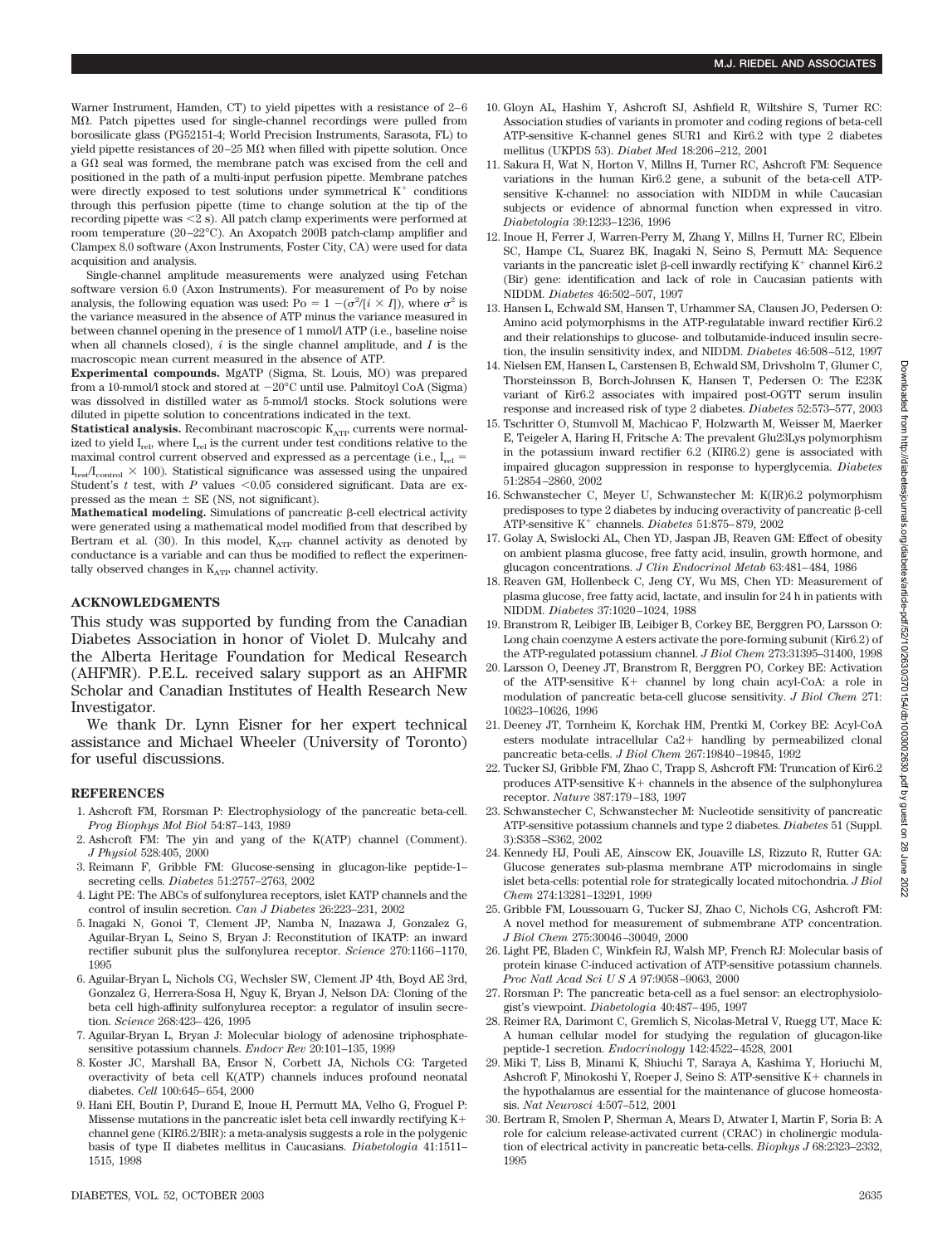Warner Instrument, Hamden, CT) to yield pipettes with a resistance of 2–6 MΩ. Patch pipettes used for single-channel recordings were pulled from borosilicate glass (PG52151-4; World Precision Instruments, Sarasota, FL) to yield pipette resistances of 20–25 MΩ when filled with pipette solution. Once a GΩ seal was formed, the membrane patch was excised from the cell and positioned in the path of a multi-input perfusion pipette. Membrane patches were directly exposed to test solutions under symmetrical $K^+$ conditions through this perfusion pipette (time to change solution at the tip of the recording pipette was <2 s). All patch clamp experiments were performed at room temperature (20–22°C). An Axopatch 200B patch-clamp amplifier and Clampex 8.0 software (Axon Instruments, Foster City, CA) were used for data acquisition and analysis.

Single-channel amplitude measurements were analyzed using Fetchan software version 6.0 (Axon Instruments). For measurement of Po by noise analysis, the following equation was used: $Po = 1 - (\sigma^2/[i \times I])$, where $\sigma^2$ is the variance measured in the absence of ATP minus the variance measured in between channel opening in the presence of 1 mmol/l ATP (i.e., baseline noise when all channels closed), $i$ is the single channel amplitude, and $I$ is the macroscopic mean current measured in the absence of ATP.

**Experimental compounds.** MgATP (Sigma, St. Louis, MO) was prepared from a 10-mmol/l stock and stored at −20°C until use. Palmitoyl CoA (Sigma) was dissolved in distilled water as 5-mmol/l stocks. Stock solutions were diluted in pipette solution to concentrations indicated in the text.

**Statistical analysis.** Recombinant macroscopic $K_{ATP}$ currents were normalized to yield $I_{rel}$, where $I_{rel}$ is the current under test conditions relative to the maximal control current observed and expressed as a percentage (i.e., $I_{rel} = I_{test}/I_{control} \times 100$). Statistical significance was assessed using the unpaired Student's $t$ test, with $P$ values <0.05 considered significant. Data are expressed as the mean ± SE (NS, not significant).

**Mathematical modeling.** Simulations of pancreatic β-cell electrical activity were generated using a mathematical model modified from that described by Bertram et al. (30). In this model, $K_{ATP}$ channel activity as denoted by conductance is a variable and can thus be modified to reflect the experimentally observed changes in $K_{ATP}$ channel activity.

## ACKNOWLEDGMENTS

This study was supported by funding from the Canadian Diabetes Association in honor of Violet D. Mulcahy and the Alberta Heritage Foundation for Medical Research (AHFMR). P.E.L. received salary support as an AHFMR Scholar and Canadian Institutes of Health Research New Investigator.

We thank Dr. Lynn Eisner for her expert technical assistance and Michael Wheeler (University of Toronto) for useful discussions.

## REFERENCES

1. Ashcroft FM, Rorsman P: Electrophysiology of the pancreatic beta-cell. *Prog Biophys Mol Biol* 54:87–143, 1989
2. Ashcroft FM: The yin and yang of the K(ATP) channel (Comment). *J Physiol* 528:405, 2000
3. Reimann F, Gribble FM: Glucose-sensing in glucagon-like peptide-1–secreting cells. *Diabetes* 51:2757–2763, 2002
4. Light PE: The ABCs of sulfonylurea receptors, islet KATP channels and the control of insulin secretion. *Can J Diabetes* 26:223–231, 2002
5. Inagaki N, Gonoi T, Clement JP, Namba N, Inazawa J, Gonzalez G, Aguilar-Bryan L, Seino S, Bryan J: Reconstitution of IKATP: an inward rectifier subunit plus the sulfonylurea receptor. *Science* 270:1166–1170, 1995
6. Aguilar-Bryan L, Nichols CG, Wechsler SW, Clement JP 4th, Boyd AE 3rd, Gonzalez G, Herrera-Sosa H, Nguy K, Bryan J, Nelson DA: Cloning of the beta cell high-affinity sulfonylurea receptor: a regulator of insulin secretion. *Science* 268:423–426, 1995
7. Aguilar-Bryan L, Bryan J: Molecular biology of adenosine triphosphate-sensitive potassium channels. *Endocr Rev* 20:101–135, 1999
8. Koster JC, Marshall BA, Ensor N, Corbett JA, Nichols CG: Targeted overactivity of beta cell K(ATP) channels induces profound neonatal diabetes. *Cell* 100:645–654, 2000
9. Hani EH, Boutin P, Durand E, Inoue H, Permutt MA, Velho G, Froguel P: Missense mutations in the pancreatic islet beta cell inwardly rectifying K+ channel gene (KIR6.2/BIR): a meta-analysis suggests a role in the polygenic basis of type II diabetes mellitus in Caucasians. *Diabetologia* 41:1511–1515, 1998
10. Gloyn AL, Hashim Y, Ashcroft SJ, Ashfield R, Wiltshire S, Turner RC: Association studies of variants in promoter and coding regions of beta-cell ATP-sensitive K-channel genes SUR1 and Kir6.2 with type 2 diabetes mellitus (UKPDS 53). *Diabet Med* 18:206–212, 2001
11. Sakura H, Wat N, Horton V, Millns H, Turner RC, Ashcroft FM: Sequence variations in the human Kir6.2 gene, a subunit of the beta-cell ATP-sensitive K-channel: no association with NIDDM in while Caucasian subjects or evidence of abnormal function when expressed in vitro. *Diabetologia* 39:1233–1236, 1996
12. Inoue H, Ferrer J, Warren-Perry M, Zhang Y, Millns H, Turner RC, Elbein SC, Hampe CL, Suarez BK, Inagaki N, Seino S, Permutt MA: Sequence variants in the pancreatic islet β-cell inwardly rectifying $K^+$ channel Kir6.2 (Bir) gene: identification and lack of role in Caucasian patients with NIDDM. *Diabetes* 46:502–507, 1997
13. Hansen L, Echwald SM, Hansen T, Urhammer SA, Clausen JO, Pedersen O: Amino acid polymorphisms in the ATP-regulatable inward rectifier Kir6.2 and their relationships to glucose- and tolbutamide-induced insulin secretion, the insulin sensitivity index, and NIDDM. *Diabetes* 46:508–512, 1997
14. Nielsen EM, Hansen L, Carstensen B, Echwald SM, Drivsholm T, Glumer C, Thorsteinsson B, Borch-Johnsen K, Hansen T, Pedersen O: The E23K variant of Kir6.2 associates with impaired post-OGTT serum insulin response and increased risk of type 2 diabetes. *Diabetes* 52:573–577, 2003
15. Tschritter O, Stumvoll M, Machicao F, Holzwarth M, Weisser M, Maerker E, Teigeler A, Haring H, Fritsche A: The prevalent Glu23Lys polymorphism in the potassium inward rectifier 6.2 (KIR6.2) gene is associated with impaired glucagon suppression in response to hyperglycemia. *Diabetes* 51:2854–2860, 2002
16. Schwanstecher C, Meyer U, Schwanstecher M: K(IR)6.2 polymorphism predisposes to type 2 diabetes by inducing overactivity of pancreatic β-cell ATP-sensitive $K^+$ channels. *Diabetes* 51:875–879, 2002
17. Golay A, Swislocki AL, Chen YD, Jaspan JB, Reaven GM: Effect of obesity on ambient plasma glucose, free fatty acid, insulin, growth hormone, and glucagon concentrations. *J Clin Endocrinol Metab* 63:481–484, 1986
18. Reaven GM, Hollenbeck C, Jeng CY, Wu MS, Chen YD: Measurement of plasma glucose, free fatty acid, lactate, and insulin for 24 h in patients with NIDDM. *Diabetes* 37:1020–1024, 1988
19. Branstrom R, Leibiger IB, Leibiger B, Corkey BE, Berggren PO, Larsson O: Long chain coenzyme A esters activate the pore-forming subunit (Kir6.2) of the ATP-regulated potassium channel. *J Biol Chem* 273:31395–31400, 1998
20. Larsson O, Deeney JT, Branstrom R, Berggren PO, Corkey BE: Activation of the ATP-sensitive K+ channel by long chain acyl-CoA: a role in modulation of pancreatic beta-cell glucose sensitivity. *J Biol Chem* 271: 10623–10626, 1996
21. Deeney JT, Tornheim K, Korchak HM, Prentki M, Corkey BE: Acyl-CoA esters modulate intracellular Ca2+ handling by permeabilized clonal pancreatic beta-cells. *J Biol Chem* 267:19840–19845, 1992
22. Tucker SJ, Gribble FM, Zhao C, Trapp S, Ashcroft FM: Truncation of Kir6.2 produces ATP-sensitive K+ channels in the absence of the sulphonylurea receptor. *Nature* 387:179–183, 1997
23. Schwanstecher C, Schwanstecher M: Nucleotide sensitivity of pancreatic ATP-sensitive potassium channels and type 2 diabetes. *Diabetes* 51 (Suppl. 3):S358–S362, 2002
24. Kennedy HJ, Pouli AE, Ainscow EK, Jouaville LS, Rizzuto R, Rutter GA: Glucose generates sub-plasma membrane ATP microdomains in single islet beta-cells: potential role for strategically located mitochondria. *J Biol Chem* 274:13281–13291, 1999
25. Gribble FM, Loussouarn G, Tucker SJ, Zhao C, Nichols CG, Ashcroft FM: A novel method for measurement of submembrane ATP concentration. *J Biol Chem* 275:30046–30049, 2000
26. Light PE, Bladen C, Winkfein RJ, Walsh MP, French RJ: Molecular basis of protein kinase C-induced activation of ATP-sensitive potassium channels. *Proc Natl Acad Sci U S A* 97:9058–9063, 2000
27. Rorsman P: The pancreatic beta-cell as a fuel sensor: an electrophysiologist's viewpoint. *Diabetologia* 40:487–495, 1997
28. Reimer RA, Darimont C, Gremlich S, Nicolas-Metral V, Ruegg UT, Mace K: A human cellular model for studying the regulation of glucagon-like peptide-1 secretion. *Endocrinology* 142:4522–4528, 2001
29. Miki T, Liss B, Minami K, Shiuchi T, Saraya A, Kashima Y, Horiuchi M, Ashcroft F, Minokoshi Y, Roeper J, Seino S: ATP-sensitive K+ channels in the hypothalamus are essential for the maintenance of glucose homeostasis. *Nat Neurosci* 4:507–512, 2001
30. Bertram R, Smolen P, Sherman A, Mears D, Atwater I, Martin F, Soria B: A role for calcium release-activated current (CRAC) in cholinergic modulation of electrical activity in pancreatic beta-cells. *Biophys J* 68:2323–2332, 1995